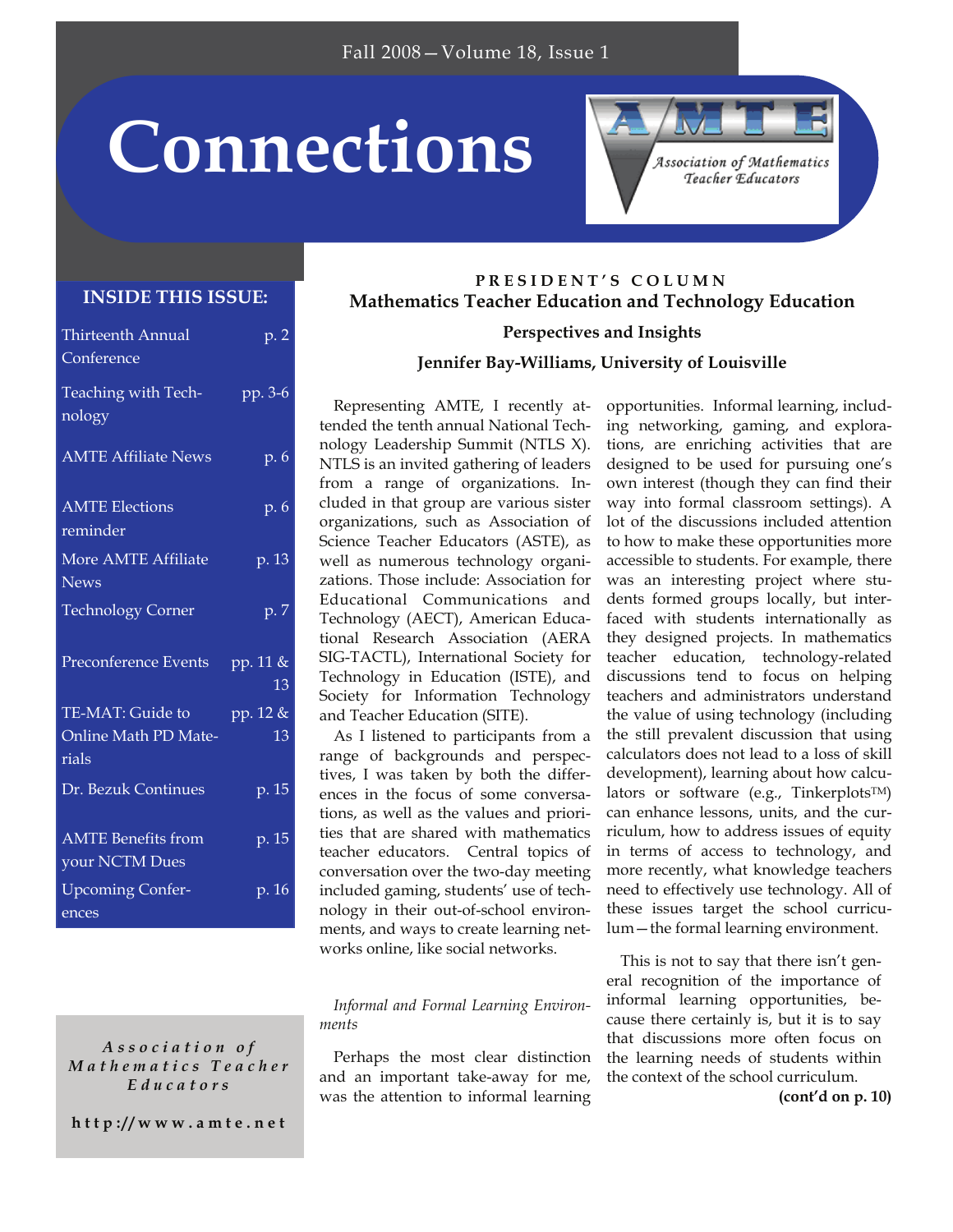Fall 2008—Volume 18, Issue 1

# Connections

Association of Mathematics Teacher Educators

## INSIDE THIS ISSUE:

| | |
|---|---|
| Thirteenth Annual Conference | p. 2 |
| Teaching with Technology | pp. 3-6 |
| AMTE Affiliate News | p. 6 |
| AMTE Elections reminder | p. 6 |
| More AMTE Affiliate News | p. 13 |
| Technology Corner | p. 7 |
| Preconference Events | pp. 11 & 13 |
| TE-MAT: Guide to Online Math PD Materials | pp. 12 & 13 |
| Dr. Bezuk Continues | p. 15 |
| AMTE Benefits from your NCTM Dues | p. 15 |
| Upcoming Conferences | p. 16 |

Association of Mathematics Teacher Educators

http://www.amte.net

PRESIDENT'S COLUMN

## Mathematics Teacher Education and Technology Education

### Perspectives and Insights

**Jennifer Bay-Williams, University of Louisville**

Representing AMTE, I recently attended the tenth annual National Technology Leadership Summit (NTLS X). NTLS is an invited gathering of leaders from a range of organizations. Included in that group are various sister organizations, such as Association of Science Teacher Educators (ASTE), as well as numerous technology organizations. Those include: Association for Educational Communications and Technology (AECT), American Educational Research Association (AERA SIG-TACTL), International Society for Technology in Education (ISTE), and Society for Information Technology and Teacher Education (SITE).

As I listened to participants from a range of backgrounds and perspectives, I was taken by both the differences in the focus of some conversations, as well as the values and priorities that are shared with mathematics teacher educators. Central topics of conversation over the two-day meeting included gaming, students' use of technology in their out-of-school environments, and ways to create learning networks online, like social networks.

*Informal and Formal Learning Environments*

Perhaps the most clear distinction and an important take-away for me, was the attention to informal learning opportunities. Informal learning, including networking, gaming, and explorations, are enriching activities that are designed to be used for pursuing one's own interest (though they can find their way into formal classroom settings). A lot of the discussions included attention to how to make these opportunities more accessible to students. For example, there was an interesting project where students formed groups locally, but interfaced with students internationally as they designed projects. In mathematics teacher education, technology-related discussions tend to focus on helping teachers and administrators understand the value of using technology (including the still prevalent discussion that using calculators does not lead to a loss of skill development), learning about how calculators or software (e.g., Tinkerplots™) can enhance lessons, units, and the curriculum, how to address issues of equity in terms of access to technology, and more recently, what knowledge teachers need to effectively use technology. All of these issues target the school curriculum—the formal learning environment.

This is not to say that there isn't general recognition of the importance of informal learning opportunities, because there certainly is, but it is to say that discussions more often focus on the learning needs of students within the context of the school curriculum.

**(cont'd on p. 10)**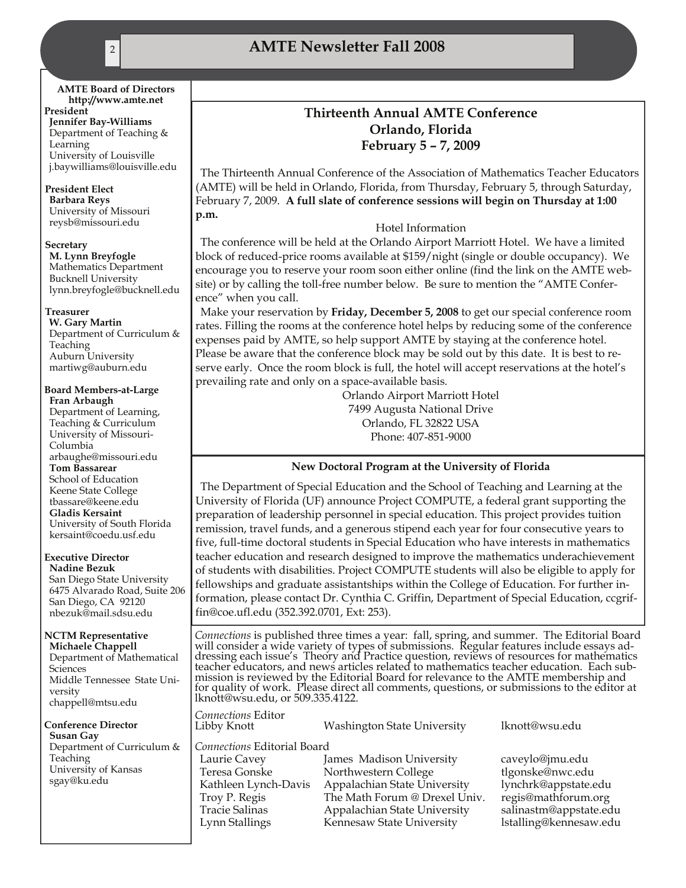**AMTE Board of Directors**
**http://www.amte.net**

**President**
**Jennifer Bay-Williams**
Department of Teaching & Learning
University of Louisville
j.baywilliams@louisville.edu

**President Elect**
**Barbara Reys**
University of Missouri
reysb@missouri.edu

**Secretary**
**M. Lynn Breyfogle**
Mathematics Department
Bucknell University
lynn.breyfogle@bucknell.edu

**Treasurer**
**W. Gary Martin**
Department of Curriculum & Teaching
Auburn University
martiwg@auburn.edu

**Board Members-at-Large**
**Fran Arbaugh**
Department of Learning, Teaching & Curriculum
University of Missouri-Columbia
arbaughe@missouri.edu
**Tom Bassarear**
School of Education
Keene State College
tbassare@keene.edu
**Gladis Kersaint**
University of South Florida
kersaint@coedu.usf.edu

**Executive Director**
**Nadine Bezuk**
San Diego State University
6475 Alvarado Road, Suite 206
San Diego, CA 92120
nbezuk@mail.sdsu.edu

**NCTM Representative**
**Michaele Chappell**
Department of Mathematical Sciences
Middle Tennessee State University
chappell@mtsu.edu

**Conference Director**
**Susan Gay**
Department of Curriculum & Teaching
University of Kansas
sgay@ku.edu

## Thirteenth Annual AMTE Conference
## Orlando, Florida
## February 5 – 7, 2009

The Thirteenth Annual Conference of the Association of Mathematics Teacher Educators (AMTE) will be held in Orlando, Florida, from Thursday, February 5, through Saturday, February 7, 2009. **A full slate of conference sessions will begin on Thursday at 1:00 p.m.**

Hotel Information

The conference will be held at the Orlando Airport Marriott Hotel. We have a limited block of reduced-price rooms available at $159/night (single or double occupancy). We encourage you to reserve your room soon either online (find the link on the AMTE website) or by calling the toll-free number below. Be sure to mention the "AMTE Conference" when you call.

Make your reservation by **Friday, December 5, 2008** to get our special conference room rates. Filling the rooms at the conference hotel helps by reducing some of the conference expenses paid by AMTE, so help support AMTE by staying at the conference hotel. Please be aware that the conference block may be sold out by this date. It is best to reserve early. Once the room block is full, the hotel will accept reservations at the hotel's prevailing rate and only on a space-available basis.

Orlando Airport Marriott Hotel
7499 Augusta National Drive
Orlando, FL 32822 USA
Phone: 407-851-9000

### New Doctoral Program at the University of Florida

The Department of Special Education and the School of Teaching and Learning at the University of Florida (UF) announce Project COMPUTE, a federal grant supporting the preparation of leadership personnel in special education. This project provides tuition remission, travel funds, and a generous stipend each year for four consecutive years to five, full-time doctoral students in Special Education who have interests in mathematics teacher education and research designed to improve the mathematics underachievement of students with disabilities. Project COMPUTE students will also be eligible to apply for fellowships and graduate assistantships within the College of Education. For further information, please contact Dr. Cynthia C. Griffin, Department of Special Education, ccgriffin@coe.ufl.edu (352.392.0701, Ext: 253).

*Connections* is published three times a year: fall, spring, and summer. The Editorial Board will consider a wide variety of types of submissions. Regular features include essays addressing each issue's Theory and Practice question, reviews of resources for mathematics teacher educators, and news articles related to mathematics teacher education. Each submission is reviewed by the Editorial Board for relevance to the AMTE membership and for quality of work. Please direct all comments, questions, or submissions to the editor at lknott@wsu.edu, or 509.335.4122.

*Connections* Editor

| | | |
|---|---|---|
| Libby Knott | Washington State University | lknott@wsu.edu |

*Connections* Editorial Board

| | | |
|---|---|---|
| Laurie Cavey | James Madison University | caveylo@jmu.edu |
| Teresa Gonske | Northwestern College | tlgonske@nwc.edu |
| Kathleen Lynch-Davis | Appalachian State University | lynchrk@appstate.edu |
| Troy P. Regis | The Math Forum @ Drexel Univ. | regis@mathforum.org |
| Tracie Salinas | Appalachian State University | salinastm@appstate.edu |
| Lynn Stallings | Kennesaw State University | lstalling@kennesaw.edu |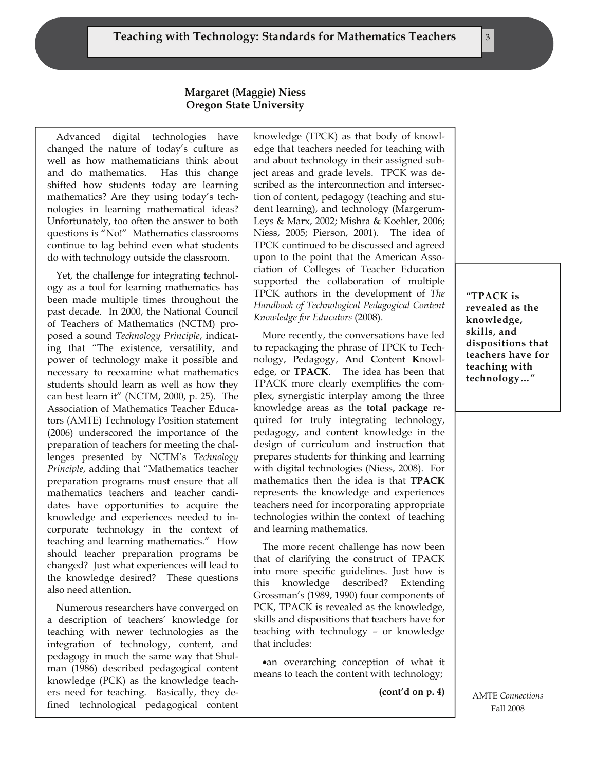# Teaching with Technology: Standards for Mathematics Teachers

**Margaret (Maggie) Niess**
**Oregon State University**

Advanced digital technologies have changed the nature of today's culture as well as how mathematicians think about and do mathematics. Has this change shifted how students today are learning mathematics? Are they using today's technologies in learning mathematical ideas? Unfortunately, too often the answer to both questions is "No!" Mathematics classrooms continue to lag behind even what students do with technology outside the classroom.

Yet, the challenge for integrating technology as a tool for learning mathematics has been made multiple times throughout the past decade. In 2000, the National Council of Teachers of Mathematics (NCTM) proposed a sound *Technology Principle*, indicating that "The existence, versatility, and power of technology make it possible and necessary to reexamine what mathematics students should learn as well as how they can best learn it" (NCTM, 2000, p. 25). The Association of Mathematics Teacher Educators (AMTE) Technology Position statement (2006) underscored the importance of the preparation of teachers for meeting the challenges presented by NCTM's *Technology Principle*, adding that "Mathematics teacher preparation programs must ensure that all mathematics teachers and teacher candidates have opportunities to acquire the knowledge and experiences needed to incorporate technology in the context of teaching and learning mathematics." How should teacher preparation programs be changed? Just what experiences will lead to the knowledge desired? These questions also need attention.

Numerous researchers have converged on a description of teachers' knowledge for teaching with newer technologies as the integration of technology, content, and pedagogy in much the same way that Shulman (1986) described pedagogical content knowledge (PCK) as the knowledge teachers need for teaching. Basically, they defined technological pedagogical content knowledge (TPCK) as that body of knowledge that teachers needed for teaching with and about technology in their assigned subject areas and grade levels. TPCK was described as the interconnection and intersection of content, pedagogy (teaching and student learning), and technology (Margerum-Leys & Marx, 2002; Mishra & Koehler, 2006; Niess, 2005; Pierson, 2001). The idea of TPCK continued to be discussed and agreed upon to the point that the American Association of Colleges of Teacher Education supported the collaboration of multiple TPCK authors in the development of *The Handbook of Technological Pedagogical Content Knowledge for Educators* (2008).

More recently, the conversations have led to repackaging the phrase of TPCK to **T**echnology, **P**edagogy, **A**nd **C**ontent **K**nowledge, or **TPACK**. The idea has been that TPACK more clearly exemplifies the complex, synergistic interplay among the three knowledge areas as the **total package** required for truly integrating technology, pedagogy, and content knowledge in the design of curriculum and instruction that prepares students for thinking and learning with digital technologies (Niess, 2008). For mathematics then the idea is that **TPACK** represents the knowledge and experiences teachers need for incorporating appropriate technologies within the context of teaching and learning mathematics.

The more recent challenge has now been that of clarifying the construct of TPACK into more specific guidelines. Just how is this knowledge described? Extending Grossman's (1989, 1990) four components of PCK, TPACK is revealed as the knowledge, skills and dispositions that teachers have for teaching with technology – or knowledge that includes:

- an overarching conception of what it means to teach the content with technology;

**(cont'd on p. 4)**

> **"TPACK is revealed as the knowledge, skills, and dispositions that teachers have for teaching with technology…"**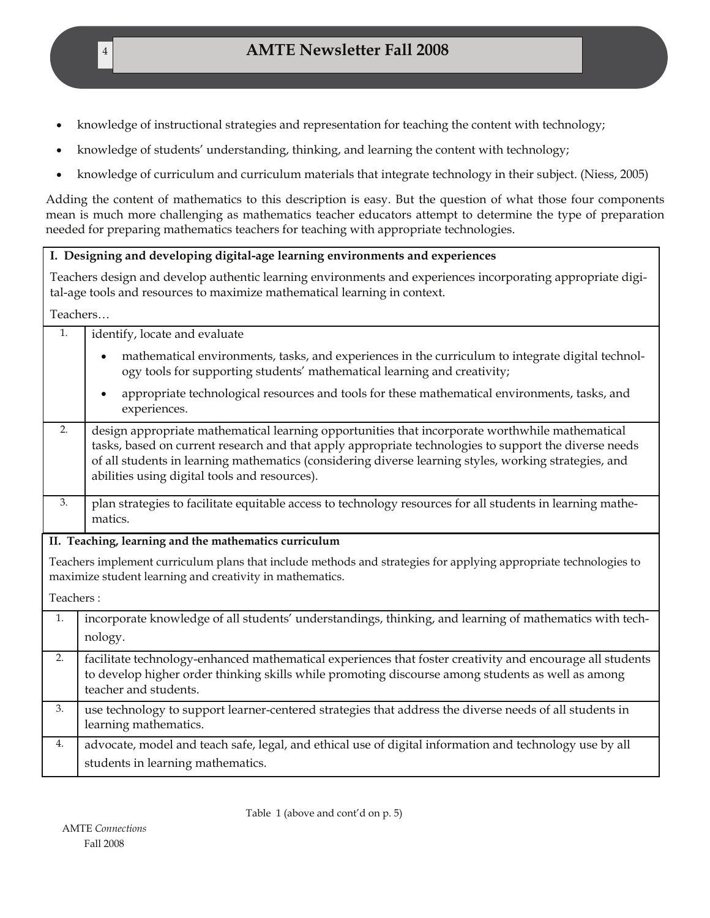- knowledge of instructional strategies and representation for teaching the content with technology;
- knowledge of students' understanding, thinking, and learning the content with technology;
- knowledge of curriculum and curriculum materials that integrate technology in their subject. (Niess, 2005)

Adding the content of mathematics to this description is easy. But the question of what those four components mean is much more challenging as mathematics teacher educators attempt to determine the type of preparation needed for preparing mathematics teachers for teaching with appropriate technologies.

| **I. Designing and developing digital-age learning environments and experiences** | |
|---|---|
| Teachers design and develop authentic learning environments and experiences incorporating appropriate digital-age tools and resources to maximize mathematical learning in context. | |
| Teachers… | |
| 1. | identify, locate and evaluate<br>• mathematical environments, tasks, and experiences in the curriculum to integrate digital technology tools for supporting students' mathematical learning and creativity;<br>• appropriate technological resources and tools for these mathematical environments, tasks, and experiences. |
| 2. | design appropriate mathematical learning opportunities that incorporate worthwhile mathematical tasks, based on current research and that apply appropriate technologies to support the diverse needs of all students in learning mathematics (considering diverse learning styles, working strategies, and abilities using digital tools and resources). |
| 3. | plan strategies to facilitate equitable access to technology resources for all students in learning mathematics. |
| **II. Teaching, learning and the mathematics curriculum** | |
| Teachers implement curriculum plans that include methods and strategies for applying appropriate technologies to maximize student learning and creativity in mathematics. | |
| Teachers : | |
| 1. | incorporate knowledge of all students' understandings, thinking, and learning of mathematics with technology. |
| 2. | facilitate technology-enhanced mathematical experiences that foster creativity and encourage all students to develop higher order thinking skills while promoting discourse among students as well as among teacher and students. |
| 3. | use technology to support learner-centered strategies that address the diverse needs of all students in learning mathematics. |
| 4. | advocate, model and teach safe, legal, and ethical use of digital information and technology use by all students in learning mathematics. |

Table 1 (above and cont'd on p. 5)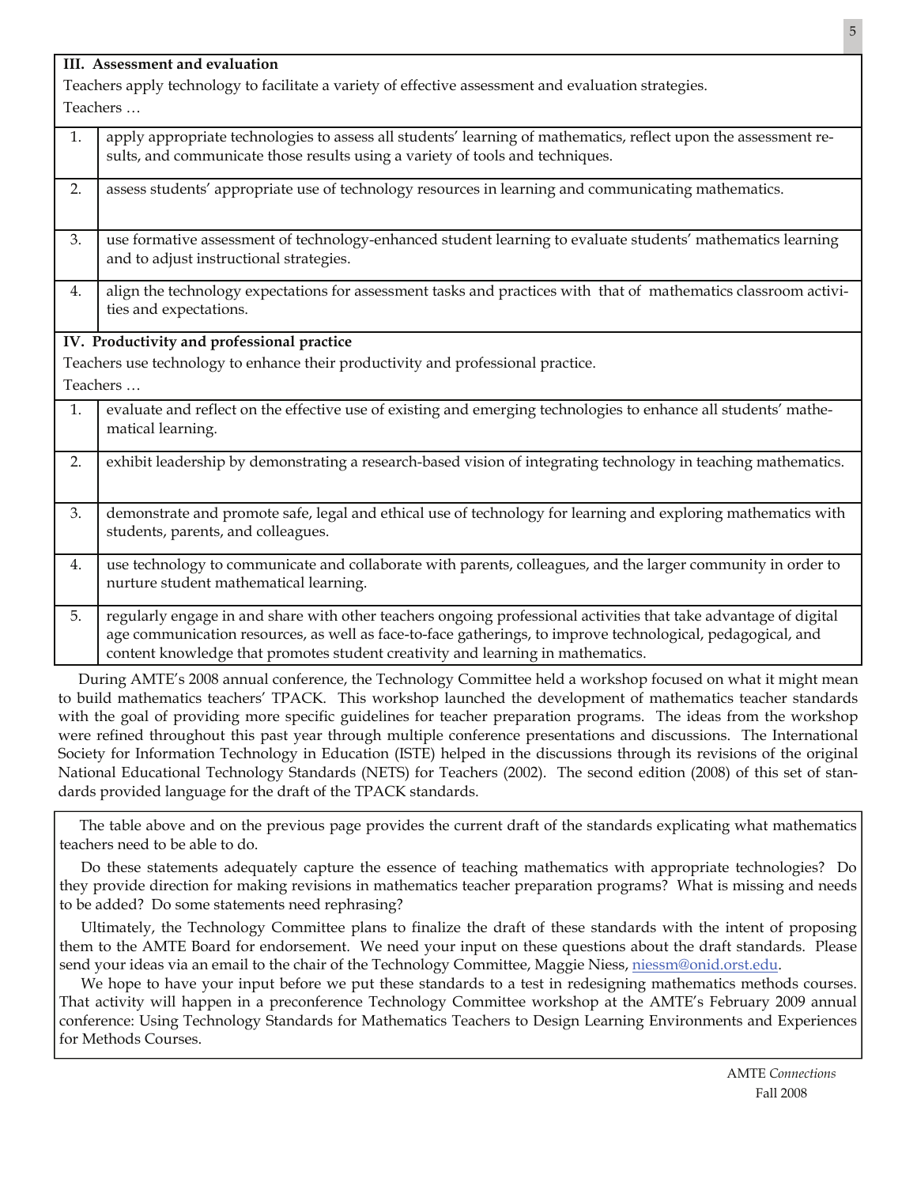| III. Assessment and evaluation | |
|---|---|
| Teachers apply technology to facilitate a variety of effective assessment and evaluation strategies. Teachers … | |
| 1. | apply appropriate technologies to assess all students' learning of mathematics, reflect upon the assessment results, and communicate those results using a variety of tools and techniques. |
| 2. | assess students' appropriate use of technology resources in learning and communicating mathematics. |
| 3. | use formative assessment of technology-enhanced student learning to evaluate students' mathematics learning and to adjust instructional strategies. |
| 4. | align the technology expectations for assessment tasks and practices with that of mathematics classroom activities and expectations. |
| **IV. Productivity and professional practice** | |
| Teachers use technology to enhance their productivity and professional practice. Teachers … | |
| 1. | evaluate and reflect on the effective use of existing and emerging technologies to enhance all students' mathematical learning. |
| 2. | exhibit leadership by demonstrating a research-based vision of integrating technology in teaching mathematics. |
| 3. | demonstrate and promote safe, legal and ethical use of technology for learning and exploring mathematics with students, parents, and colleagues. |
| 4. | use technology to communicate and collaborate with parents, colleagues, and the larger community in order to nurture student mathematical learning. |
| 5. | regularly engage in and share with other teachers ongoing professional activities that take advantage of digital age communication resources, as well as face-to-face gatherings, to improve technological, pedagogical, and content knowledge that promotes student creativity and learning in mathematics. |

During AMTE's 2008 annual conference, the Technology Committee held a workshop focused on what it might mean to build mathematics teachers' TPACK. This workshop launched the development of mathematics teacher standards with the goal of providing more specific guidelines for teacher preparation programs. The ideas from the workshop were refined throughout this past year through multiple conference presentations and discussions. The International Society for Information Technology in Education (ISTE) helped in the discussions through its revisions of the original National Educational Technology Standards (NETS) for Teachers (2002). The second edition (2008) of this set of standards provided language for the draft of the TPACK standards.

The table above and on the previous page provides the current draft of the standards explicating what mathematics teachers need to be able to do.

Do these statements adequately capture the essence of teaching mathematics with appropriate technologies? Do they provide direction for making revisions in mathematics teacher preparation programs? What is missing and needs to be added? Do some statements need rephrasing?

Ultimately, the Technology Committee plans to finalize the draft of these standards with the intent of proposing them to the AMTE Board for endorsement. We need your input on these questions about the draft standards. Please send your ideas via an email to the chair of the Technology Committee, Maggie Niess, niessm@onid.orst.edu.

We hope to have your input before we put these standards to a test in redesigning mathematics methods courses. That activity will happen in a preconference Technology Committee workshop at the AMTE's February 2009 annual conference: Using Technology Standards for Mathematics Teachers to Design Learning Environments and Experiences for Methods Courses.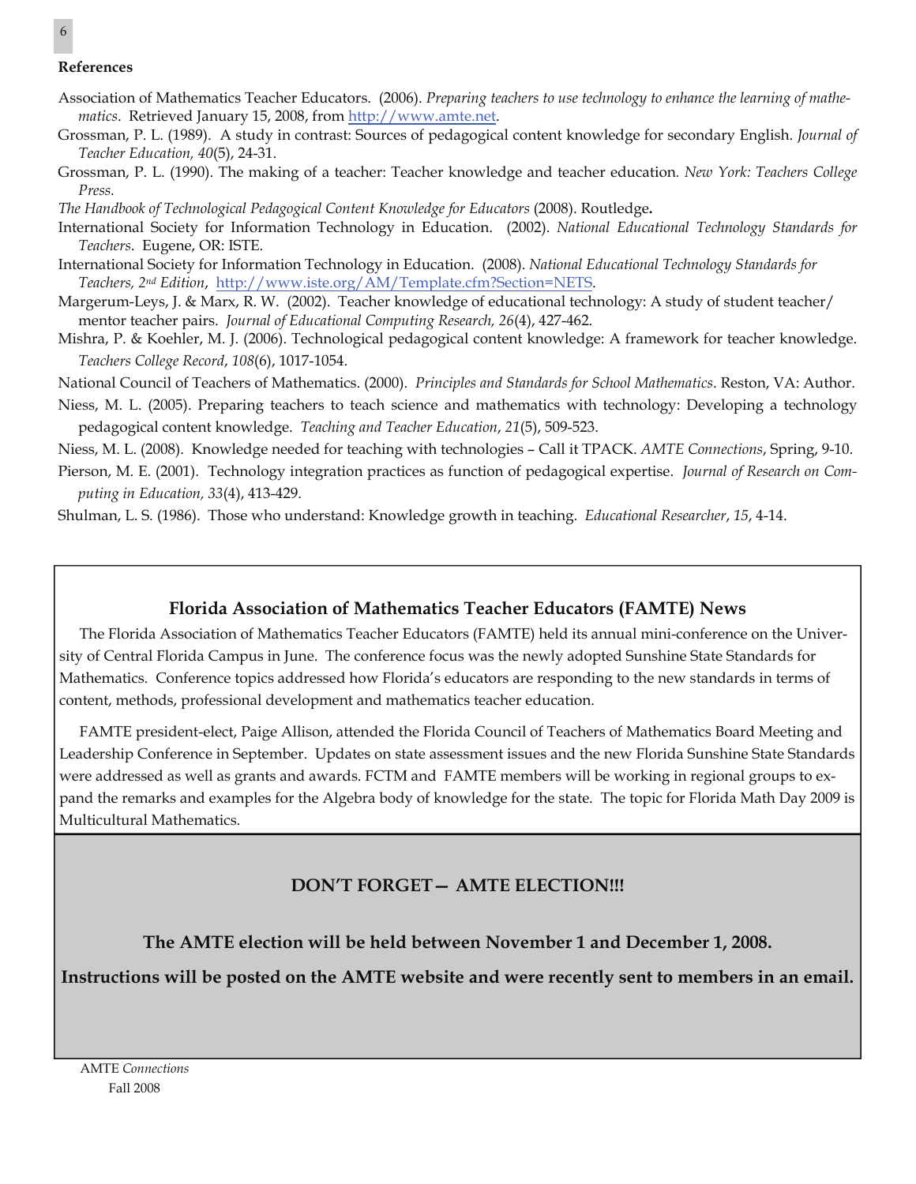**References**

Association of Mathematics Teacher Educators. (2006). *Preparing teachers to use technology to enhance the learning of mathematics*. Retrieved January 15, 2008, from http://www.amte.net.

Grossman, P. L. (1989). A study in contrast: Sources of pedagogical content knowledge for secondary English. *Journal of Teacher Education, 40*(5), 24-31.

Grossman, P. L. (1990). The making of a teacher: Teacher knowledge and teacher education. *New York: Teachers College Press.*

*The Handbook of Technological Pedagogical Content Knowledge for Educators* (2008). Routledge**.**

International Society for Information Technology in Education. (2002). *National Educational Technology Standards for Teachers*. Eugene, OR: ISTE.

International Society for Information Technology in Education. (2008). *National Educational Technology Standards for Teachers, 2nd Edition*, http://www.iste.org/AM/Template.cfm?Section=NETS.

Margerum-Leys, J. & Marx, R. W. (2002). Teacher knowledge of educational technology: A study of student teacher/mentor teacher pairs. *Journal of Educational Computing Research, 26*(4), 427-462.

Mishra, P. & Koehler, M. J. (2006). Technological pedagogical content knowledge: A framework for teacher knowledge. *Teachers College Record*, *108*(6), 1017-1054.

National Council of Teachers of Mathematics. (2000). *Principles and Standards for School Mathematics*. Reston, VA: Author.

Niess, M. L. (2005). Preparing teachers to teach science and mathematics with technology: Developing a technology pedagogical content knowledge. *Teaching and Teacher Education*, *21*(5), 509-523.

Niess, M. L. (2008). Knowledge needed for teaching with technologies – Call it TPACK. *AMTE Connections*, Spring, 9-10.

Pierson, M. E. (2001). Technology integration practices as function of pedagogical expertise. *Journal of Research on Computing in Education, 33*(4), 413-429.

Shulman, L. S. (1986). Those who understand: Knowledge growth in teaching. *Educational Researcher*, *15*, 4-14.

## Florida Association of Mathematics Teacher Educators (FAMTE) News

The Florida Association of Mathematics Teacher Educators (FAMTE) held its annual mini-conference on the University of Central Florida Campus in June. The conference focus was the newly adopted Sunshine State Standards for Mathematics. Conference topics addressed how Florida's educators are responding to the new standards in terms of content, methods, professional development and mathematics teacher education.

FAMTE president-elect, Paige Allison, attended the Florida Council of Teachers of Mathematics Board Meeting and Leadership Conference in September. Updates on state assessment issues and the new Florida Sunshine State Standards were addressed as well as grants and awards. FCTM and FAMTE members will be working in regional groups to expand the remarks and examples for the Algebra body of knowledge for the state. The topic for Florida Math Day 2009 is Multicultural Mathematics.

## DON'T FORGET— AMTE ELECTION!!!

**The AMTE election will be held between November 1 and December 1, 2008.**

**Instructions will be posted on the AMTE website and were recently sent to members in an email.**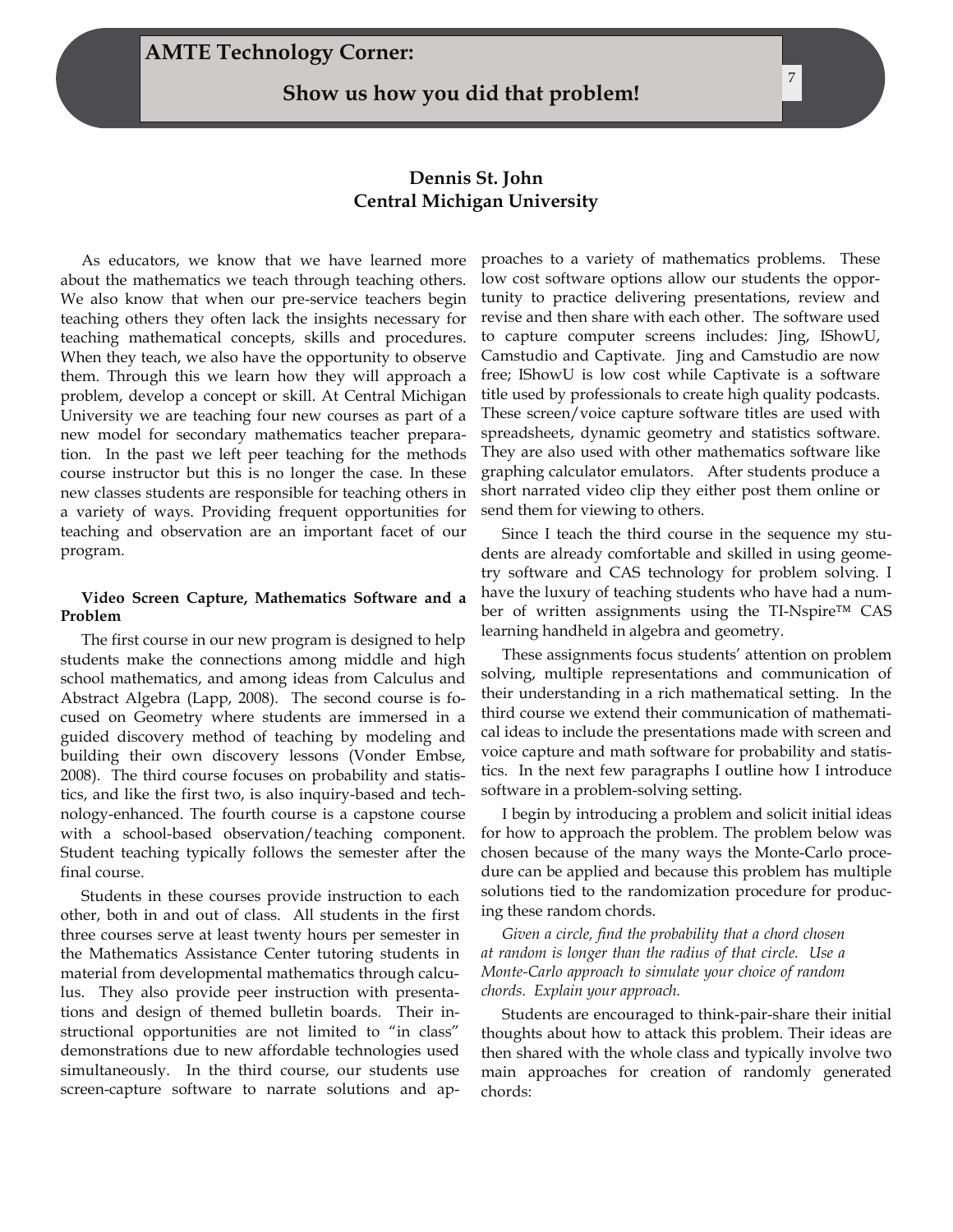# AMTE Technology Corner:

## Show us how you did that problem!

**Dennis St. John**
**Central Michigan University**

As educators, we know that we have learned more about the mathematics we teach through teaching others. We also know that when our pre-service teachers begin teaching others they often lack the insights necessary for teaching mathematical concepts, skills and procedures. When they teach, we also have the opportunity to observe them. Through this we learn how they will approach a problem, develop a concept or skill. At Central Michigan University we are teaching four new courses as part of a new model for secondary mathematics teacher preparation. In the past we left peer teaching for the methods course instructor but this is no longer the case. In these new classes students are responsible for teaching others in a variety of ways. Providing frequent opportunities for teaching and observation are an important facet of our program.

### Video Screen Capture, Mathematics Software and a Problem

The first course in our new program is designed to help students make the connections among middle and high school mathematics, and among ideas from Calculus and Abstract Algebra (Lapp, 2008). The second course is focused on Geometry where students are immersed in a guided discovery method of teaching by modeling and building their own discovery lessons (Vonder Embse, 2008). The third course focuses on probability and statistics, and like the first two, is also inquiry-based and technology-enhanced. The fourth course is a capstone course with a school-based observation/teaching component. Student teaching typically follows the semester after the final course.

Students in these courses provide instruction to each other, both in and out of class. All students in the first three courses serve at least twenty hours per semester in the Mathematics Assistance Center tutoring students in material from developmental mathematics through calculus. They also provide peer instruction with presentations and design of themed bulletin boards. Their instructional opportunities are not limited to "in class" demonstrations due to new affordable technologies used simultaneously. In the third course, our students use screen-capture software to narrate solutions and approaches to a variety of mathematics problems. These low cost software options allow our students the opportunity to practice delivering presentations, review and revise and then share with each other. The software used to capture computer screens includes: Jing, IShowU, Camstudio and Captivate. Jing and Camstudio are now free; IShowU is low cost while Captivate is a software title used by professionals to create high quality podcasts. These screen/voice capture software titles are used with spreadsheets, dynamic geometry and statistics software. They are also used with other mathematics software like graphing calculator emulators. After students produce a short narrated video clip they either post them online or send them for viewing to others.

Since I teach the third course in the sequence my students are already comfortable and skilled in using geometry software and CAS technology for problem solving. I have the luxury of teaching students who have had a number of written assignments using the TI-Nspire™ CAS learning handheld in algebra and geometry.

These assignments focus students' attention on problem solving, multiple representations and communication of their understanding in a rich mathematical setting. In the third course we extend their communication of mathematical ideas to include the presentations made with screen and voice capture and math software for probability and statistics. In the next few paragraphs I outline how I introduce software in a problem-solving setting.

I begin by introducing a problem and solicit initial ideas for how to approach the problem. The problem below was chosen because of the many ways the Monte-Carlo procedure can be applied and because this problem has multiple solutions tied to the randomization procedure for producing these random chords.

*Given a circle, find the probability that a chord chosen at random is longer than the radius of that circle. Use a Monte-Carlo approach to simulate your choice of random chords. Explain your approach.*

Students are encouraged to think-pair-share their initial thoughts about how to attack this problem. Their ideas are then shared with the whole class and typically involve two main approaches for creation of randomly generated chords: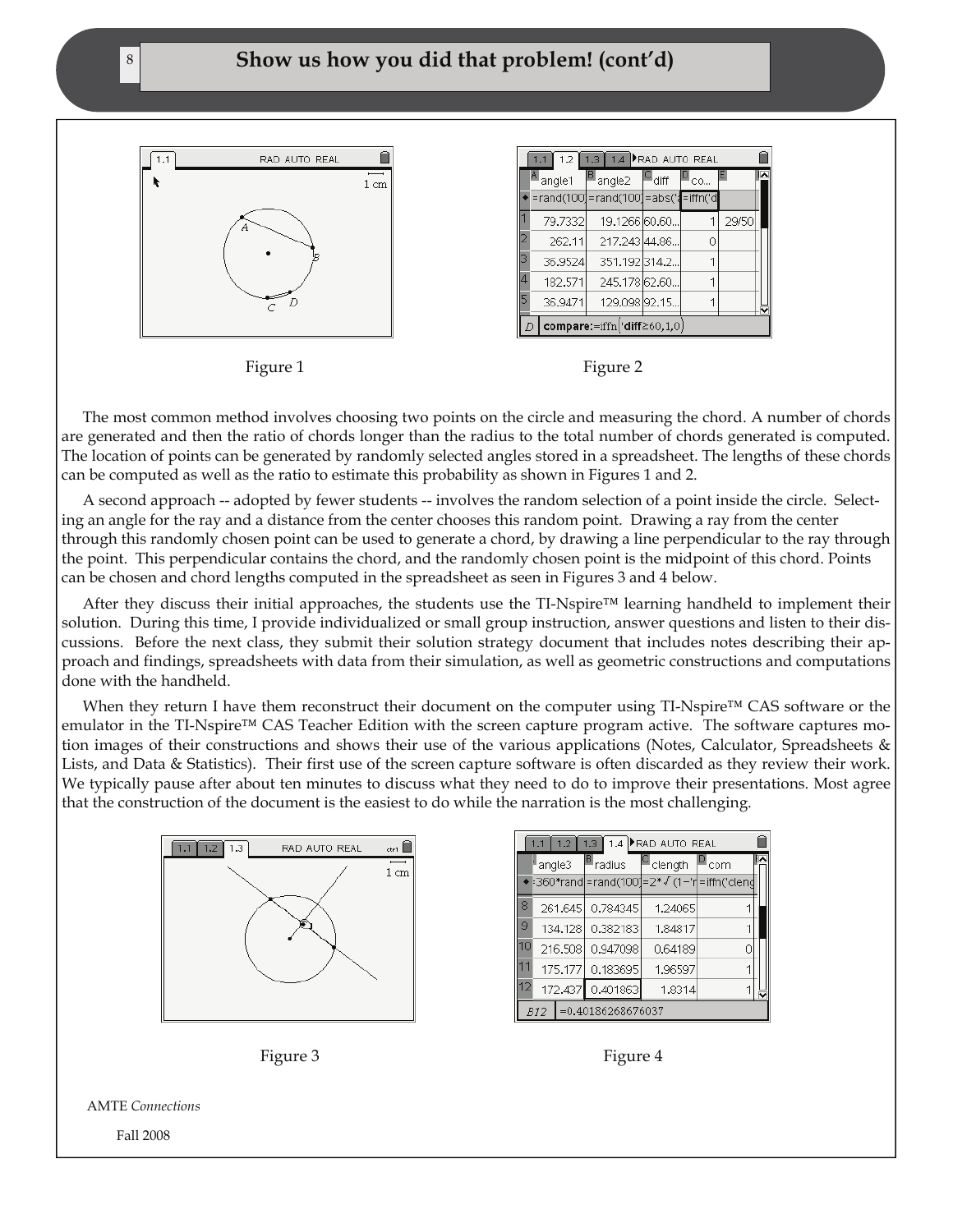## Show us how you did that problem! (cont'd)

Figure 1

Figure 2

The most common method involves choosing two points on the circle and measuring the chord. A number of chords are generated and then the ratio of chords longer than the radius to the total number of chords generated is computed. The location of points can be generated by randomly selected angles stored in a spreadsheet. The lengths of these chords can be computed as well as the ratio to estimate this probability as shown in Figures 1 and 2.

A second approach -- adopted by fewer students -- involves the random selection of a point inside the circle. Selecting an angle for the ray and a distance from the center chooses this random point. Drawing a ray from the center through this randomly chosen point can be used to generate a chord, by drawing a line perpendicular to the ray through the point. This perpendicular contains the chord, and the randomly chosen point is the midpoint of this chord. Points can be chosen and chord lengths computed in the spreadsheet as seen in Figures 3 and 4 below.

After they discuss their initial approaches, the students use the TI-Nspire™ learning handheld to implement their solution. During this time, I provide individualized or small group instruction, answer questions and listen to their discussions. Before the next class, they submit their solution strategy document that includes notes describing their approach and findings, spreadsheets with data from their simulation, as well as geometric constructions and computations done with the handheld.

When they return I have them reconstruct their document on the computer using TI-Nspire™ CAS software or the emulator in the TI-Nspire™ CAS Teacher Edition with the screen capture program active. The software captures motion images of their constructions and shows their use of the various applications (Notes, Calculator, Spreadsheets & Lists, and Data & Statistics). Their first use of the screen capture software is often discarded as they review their work. We typically pause after about ten minutes to discuss what they need to do to improve their presentations. Most agree that the construction of the document is the easiest to do while the narration is the most challenging.

Figure 3

Figure 4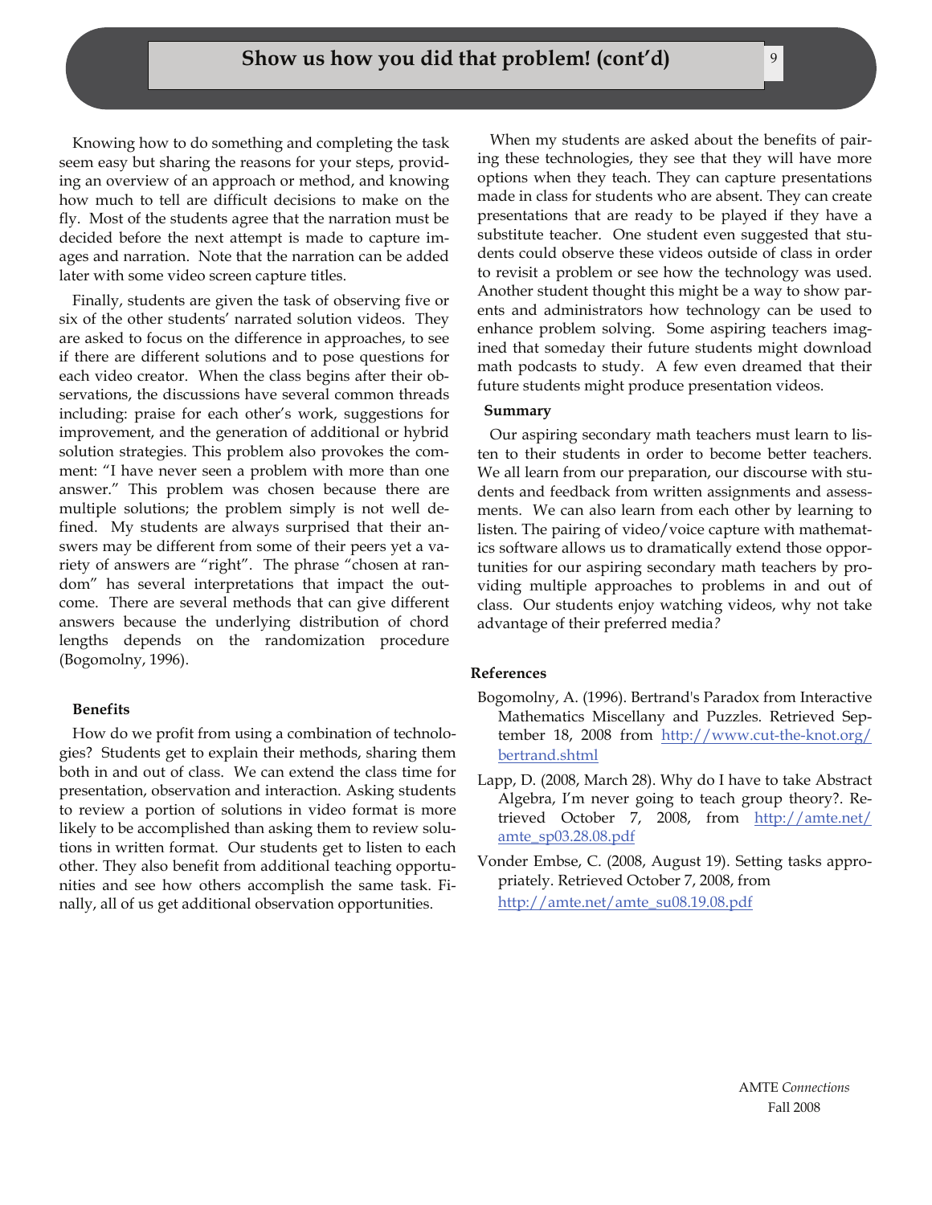Knowing how to do something and completing the task seem easy but sharing the reasons for your steps, providing an overview of an approach or method, and knowing how much to tell are difficult decisions to make on the fly. Most of the students agree that the narration must be decided before the next attempt is made to capture images and narration. Note that the narration can be added later with some video screen capture titles.

Finally, students are given the task of observing five or six of the other students' narrated solution videos. They are asked to focus on the difference in approaches, to see if there are different solutions and to pose questions for each video creator. When the class begins after their observations, the discussions have several common threads including: praise for each other's work, suggestions for improvement, and the generation of additional or hybrid solution strategies. This problem also provokes the comment: "I have never seen a problem with more than one answer." This problem was chosen because there are multiple solutions; the problem simply is not well defined. My students are always surprised that their answers may be different from some of their peers yet a variety of answers are "right". The phrase "chosen at random" has several interpretations that impact the outcome. There are several methods that can give different answers because the underlying distribution of chord lengths depends on the randomization procedure (Bogomolny, 1996).

### Benefits

How do we profit from using a combination of technologies? Students get to explain their methods, sharing them both in and out of class. We can extend the class time for presentation, observation and interaction. Asking students to review a portion of solutions in video format is more likely to be accomplished than asking them to review solutions in written format. Our students get to listen to each other. They also benefit from additional teaching opportunities and see how others accomplish the same task. Finally, all of us get additional observation opportunities.

When my students are asked about the benefits of pairing these technologies, they see that they will have more options when they teach. They can capture presentations made in class for students who are absent. They can create presentations that are ready to be played if they have a substitute teacher. One student even suggested that students could observe these videos outside of class in order to revisit a problem or see how the technology was used. Another student thought this might be a way to show parents and administrators how technology can be used to enhance problem solving. Some aspiring teachers imagined that someday their future students might download math podcasts to study. A few even dreamed that their future students might produce presentation videos.

### Summary

Our aspiring secondary math teachers must learn to listen to their students in order to become better teachers. We all learn from our preparation, our discourse with students and feedback from written assignments and assessments. We can also learn from each other by learning to listen. The pairing of video/voice capture with mathematics software allows us to dramatically extend those opportunities for our aspiring secondary math teachers by providing multiple approaches to problems in and out of class. Our students enjoy watching videos, why not take advantage of their preferred media?

### References

Bogomolny, A. (1996). Bertrand's Paradox from Interactive Mathematics Miscellany and Puzzles. Retrieved September 18, 2008 from http://www.cut-the-knot.org/bertrand.shtml

Lapp, D. (2008, March 28). Why do I have to take Abstract Algebra, I'm never going to teach group theory?. Retrieved October 7, 2008, from http://amte.net/amte_sp03.28.08.pdf

Vonder Embse, C. (2008, August 19). Setting tasks appropriately. Retrieved October 7, 2008, from http://amte.net/amte_su08.19.08.pdf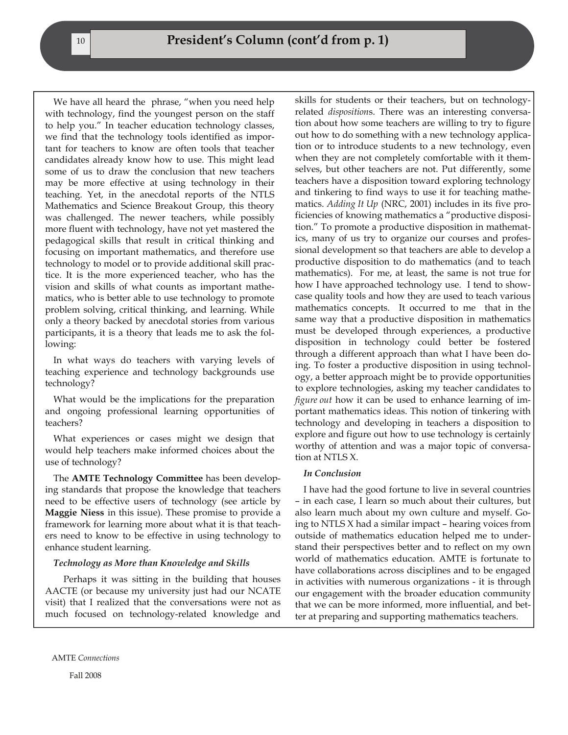## President's Column (cont'd from p. 1)

We have all heard the phrase, "when you need help with technology, find the youngest person on the staff to help you." In teacher education technology classes, we find that the technology tools identified as important for teachers to know are often tools that teacher candidates already know how to use. This might lead some of us to draw the conclusion that new teachers may be more effective at using technology in their teaching. Yet, in the anecdotal reports of the NTLS Mathematics and Science Breakout Group, this theory was challenged. The newer teachers, while possibly more fluent with technology, have not yet mastered the pedagogical skills that result in critical thinking and focusing on important mathematics, and therefore use technology to model or to provide additional skill practice. It is the more experienced teacher, who has the vision and skills of what counts as important mathematics, who is better able to use technology to promote problem solving, critical thinking, and learning. While only a theory backed by anecdotal stories from various participants, it is a theory that leads me to ask the following:

In what ways do teachers with varying levels of teaching experience and technology backgrounds use technology?

What would be the implications for the preparation and ongoing professional learning opportunities of teachers?

What experiences or cases might we design that would help teachers make informed choices about the use of technology?

The **AMTE Technology Committee** has been developing standards that propose the knowledge that teachers need to be effective users of technology (see article by **Maggie Niess** in this issue). These promise to provide a framework for learning more about what it is that teachers need to know to be effective in using technology to enhance student learning.

### *Technology as More than Knowledge and Skills*

Perhaps it was sitting in the building that houses AACTE (or because my university just had our NCATE visit) that I realized that the conversations were not as much focused on technology-related knowledge and skills for students or their teachers, but on technology-related *dispositions*. There was an interesting conversation about how some teachers are willing to try to figure out how to do something with a new technology application or to introduce students to a new technology, even when they are not completely comfortable with it themselves, but other teachers are not. Put differently, some teachers have a disposition toward exploring technology and tinkering to find ways to use it for teaching mathematics. *Adding It Up* (NRC, 2001) includes in its five proficiencies of knowing mathematics a "productive disposition." To promote a productive disposition in mathematics, many of us try to organize our courses and professional development so that teachers are able to develop a productive disposition to do mathematics (and to teach mathematics). For me, at least, the same is not true for how I have approached technology use. I tend to showcase quality tools and how they are used to teach various mathematics concepts. It occurred to me that in the same way that a productive disposition in mathematics must be developed through experiences, a productive disposition in technology could better be fostered through a different approach than what I have been doing. To foster a productive disposition in using technology, a better approach might be to provide opportunities to explore technologies, asking my teacher candidates to *figure out* how it can be used to enhance learning of important mathematics ideas. This notion of tinkering with technology and developing in teachers a disposition to explore and figure out how to use technology is certainly worthy of attention and was a major topic of conversation at NTLS X.

### *In Conclusion*

I have had the good fortune to live in several countries – in each case, I learn so much about their cultures, but also learn much about my own culture and myself. Going to NTLS X had a similar impact – hearing voices from outside of mathematics education helped me to understand their perspectives better and to reflect on my own world of mathematics education. AMTE is fortunate to have collaborations across disciplines and to be engaged in activities with numerous organizations - it is through our engagement with the broader education community that we can be more informed, more influential, and better at preparing and supporting mathematics teachers.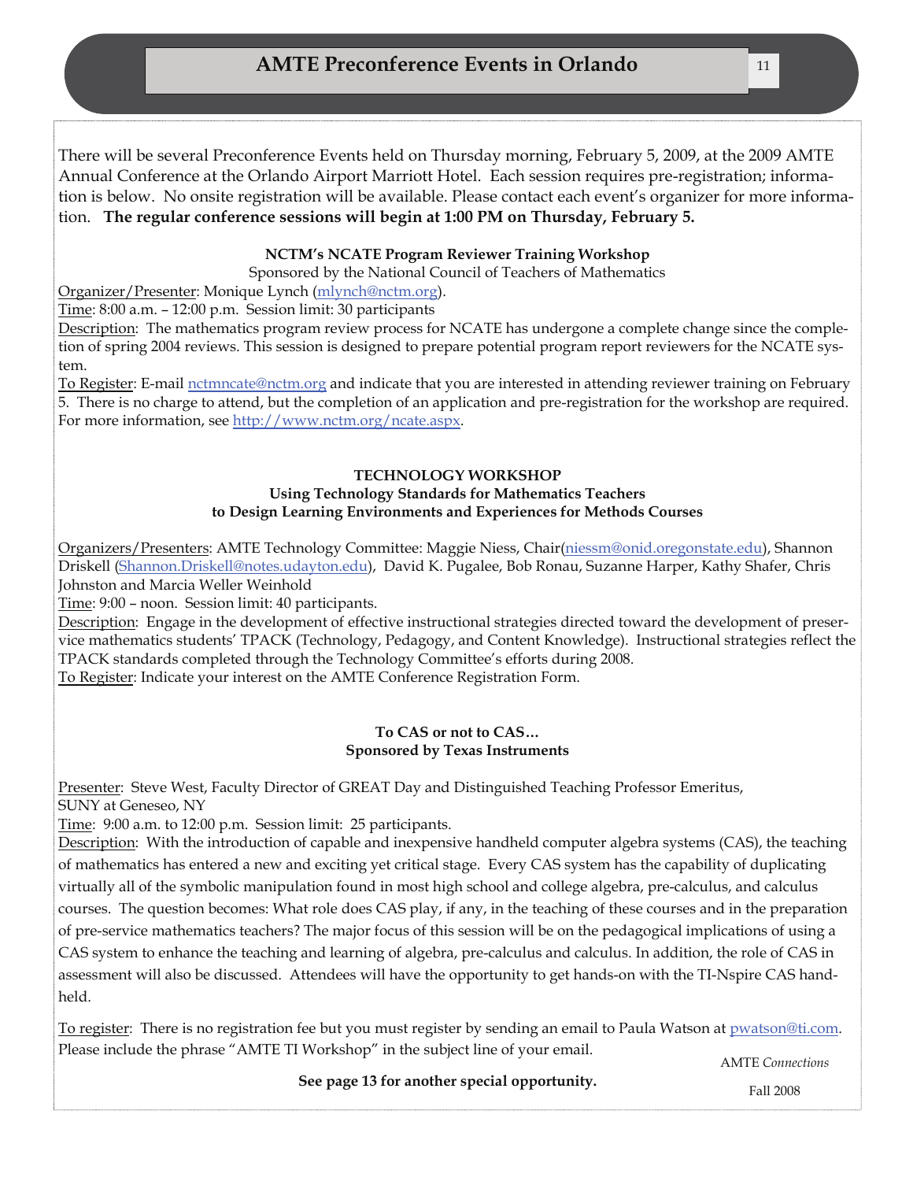# AMTE Preconference Events in Orlando

There will be several Preconference Events held on Thursday morning, February 5, 2009, at the 2009 AMTE Annual Conference at the Orlando Airport Marriott Hotel. Each session requires pre-registration; information is below. No onsite registration will be available. Please contact each event's organizer for more information. **The regular conference sessions will begin at 1:00 PM on Thursday, February 5.**

### NCTM's NCATE Program Reviewer Training Workshop

Sponsored by the National Council of Teachers of Mathematics

Organizer/Presenter: Monique Lynch (mlynch@nctm.org).

Time: 8:00 a.m. – 12:00 p.m. Session limit: 30 participants

Description: The mathematics program review process for NCATE has undergone a complete change since the completion of spring 2004 reviews. This session is designed to prepare potential program report reviewers for the NCATE system.

To Register: E-mail nctmncate@nctm.org and indicate that you are interested in attending reviewer training on February 5. There is no charge to attend, but the completion of an application and pre-registration for the workshop are required. For more information, see http://www.nctm.org/ncate.aspx.

### TECHNOLOGY WORKSHOP
### Using Technology Standards for Mathematics Teachers to Design Learning Environments and Experiences for Methods Courses

Organizers/Presenters: AMTE Technology Committee: Maggie Niess, Chair(niessm@onid.oregonstate.edu), Shannon Driskell (Shannon.Driskell@notes.udayton.edu), David K. Pugalee, Bob Ronau, Suzanne Harper, Kathy Shafer, Chris Johnston and Marcia Weller Weinhold

Time: 9:00 – noon. Session limit: 40 participants.

Description: Engage in the development of effective instructional strategies directed toward the development of preservice mathematics students' TPACK (Technology, Pedagogy, and Content Knowledge). Instructional strategies reflect the TPACK standards completed through the Technology Committee's efforts during 2008.

To Register: Indicate your interest on the AMTE Conference Registration Form.

### To CAS or not to CAS…
### Sponsored by Texas Instruments

Presenter: Steve West, Faculty Director of GREAT Day and Distinguished Teaching Professor Emeritus, SUNY at Geneseo, NY

Time: 9:00 a.m. to 12:00 p.m. Session limit: 25 participants.

Description: With the introduction of capable and inexpensive handheld computer algebra systems (CAS), the teaching of mathematics has entered a new and exciting yet critical stage. Every CAS system has the capability of duplicating virtually all of the symbolic manipulation found in most high school and college algebra, pre-calculus, and calculus courses. The question becomes: What role does CAS play, if any, in the teaching of these courses and in the preparation of pre-service mathematics teachers? The major focus of this session will be on the pedagogical implications of using a CAS system to enhance the teaching and learning of algebra, pre-calculus and calculus. In addition, the role of CAS in assessment will also be discussed. Attendees will have the opportunity to get hands-on with the TI-Nspire CAS handheld.

To register: There is no registration fee but you must register by sending an email to Paula Watson at pwatson@ti.com. Please include the phrase "AMTE TI Workshop" in the subject line of your email.

**See page 13 for another special opportunity.**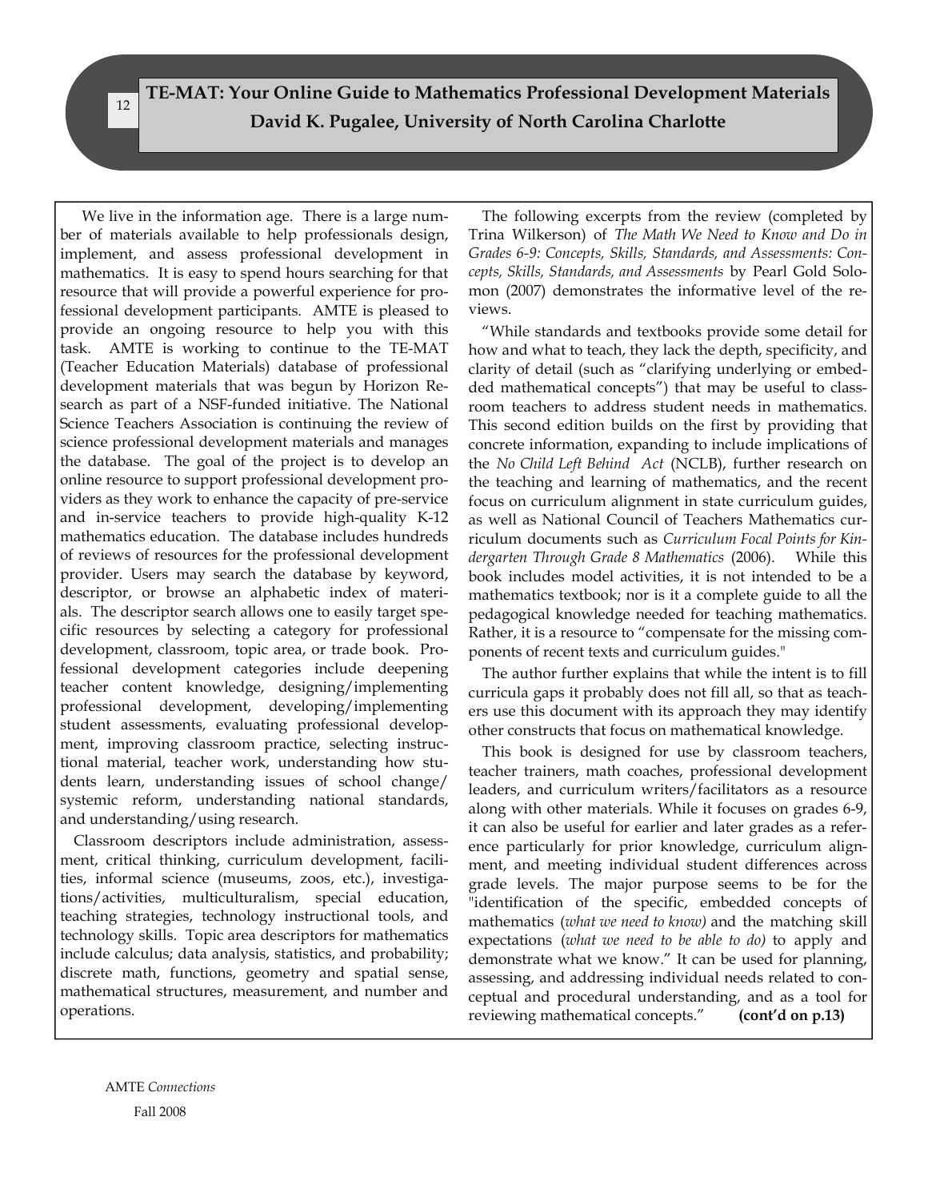# TE-MAT: Your Online Guide to Mathematics Professional Development Materials

## David K. Pugalee, University of North Carolina Charlotte

We live in the information age. There is a large number of materials available to help professionals design, implement, and assess professional development in mathematics. It is easy to spend hours searching for that resource that will provide a powerful experience for professional development participants. AMTE is pleased to provide an ongoing resource to help you with this task. AMTE is working to continue to the TE-MAT (Teacher Education Materials) database of professional development materials that was begun by Horizon Research as part of a NSF-funded initiative. The National Science Teachers Association is continuing the review of science professional development materials and manages the database. The goal of the project is to develop an online resource to support professional development providers as they work to enhance the capacity of pre-service and in-service teachers to provide high-quality K-12 mathematics education. The database includes hundreds of reviews of resources for the professional development provider. Users may search the database by keyword, descriptor, or browse an alphabetic index of materials. The descriptor search allows one to easily target specific resources by selecting a category for professional development, classroom, topic area, or trade book. Professional development categories include deepening teacher content knowledge, designing/implementing professional development, developing/implementing student assessments, evaluating professional development, improving classroom practice, selecting instructional material, teacher work, understanding how students learn, understanding issues of school change/ systemic reform, understanding national standards, and understanding/using research.

Classroom descriptors include administration, assessment, critical thinking, curriculum development, facilities, informal science (museums, zoos, etc.), investigations/activities, multiculturalism, special education, teaching strategies, technology instructional tools, and technology skills. Topic area descriptors for mathematics include calculus; data analysis, statistics, and probability; discrete math, functions, geometry and spatial sense, mathematical structures, measurement, and number and operations.

The following excerpts from the review (completed by Trina Wilkerson) of *The Math We Need to Know and Do in Grades 6-9: Concepts, Skills, Standards, and Assessments: Concepts, Skills, Standards, and Assessments* by Pearl Gold Solomon (2007) demonstrates the informative level of the reviews.

"While standards and textbooks provide some detail for how and what to teach, they lack the depth, specificity, and clarity of detail (such as "clarifying underlying or embedded mathematical concepts") that may be useful to classroom teachers to address student needs in mathematics. This second edition builds on the first by providing that concrete information, expanding to include implications of the *No Child Left Behind Act* (NCLB), further research on the teaching and learning of mathematics, and the recent focus on curriculum alignment in state curriculum guides, as well as National Council of Teachers Mathematics curriculum documents such as *Curriculum Focal Points for Kindergarten Through Grade 8 Mathematics* (2006). While this book includes model activities, it is not intended to be a mathematics textbook; nor is it a complete guide to all the pedagogical knowledge needed for teaching mathematics. Rather, it is a resource to "compensate for the missing components of recent texts and curriculum guides."

The author further explains that while the intent is to fill curricula gaps it probably does not fill all, so that as teachers use this document with its approach they may identify other constructs that focus on mathematical knowledge.

This book is designed for use by classroom teachers, teacher trainers, math coaches, professional development leaders, and curriculum writers/facilitators as a resource along with other materials. While it focuses on grades 6-9, it can also be useful for earlier and later grades as a reference particularly for prior knowledge, curriculum alignment, and meeting individual student differences across grade levels. The major purpose seems to be for the "identification of the specific, embedded concepts of mathematics (*what we need to know)* and the matching skill expectations (*what we need to be able to do)* to apply and demonstrate what we know." It can be used for planning, assessing, and addressing individual needs related to conceptual and procedural understanding, and as a tool for reviewing mathematical concepts." **(cont'd on p.13)**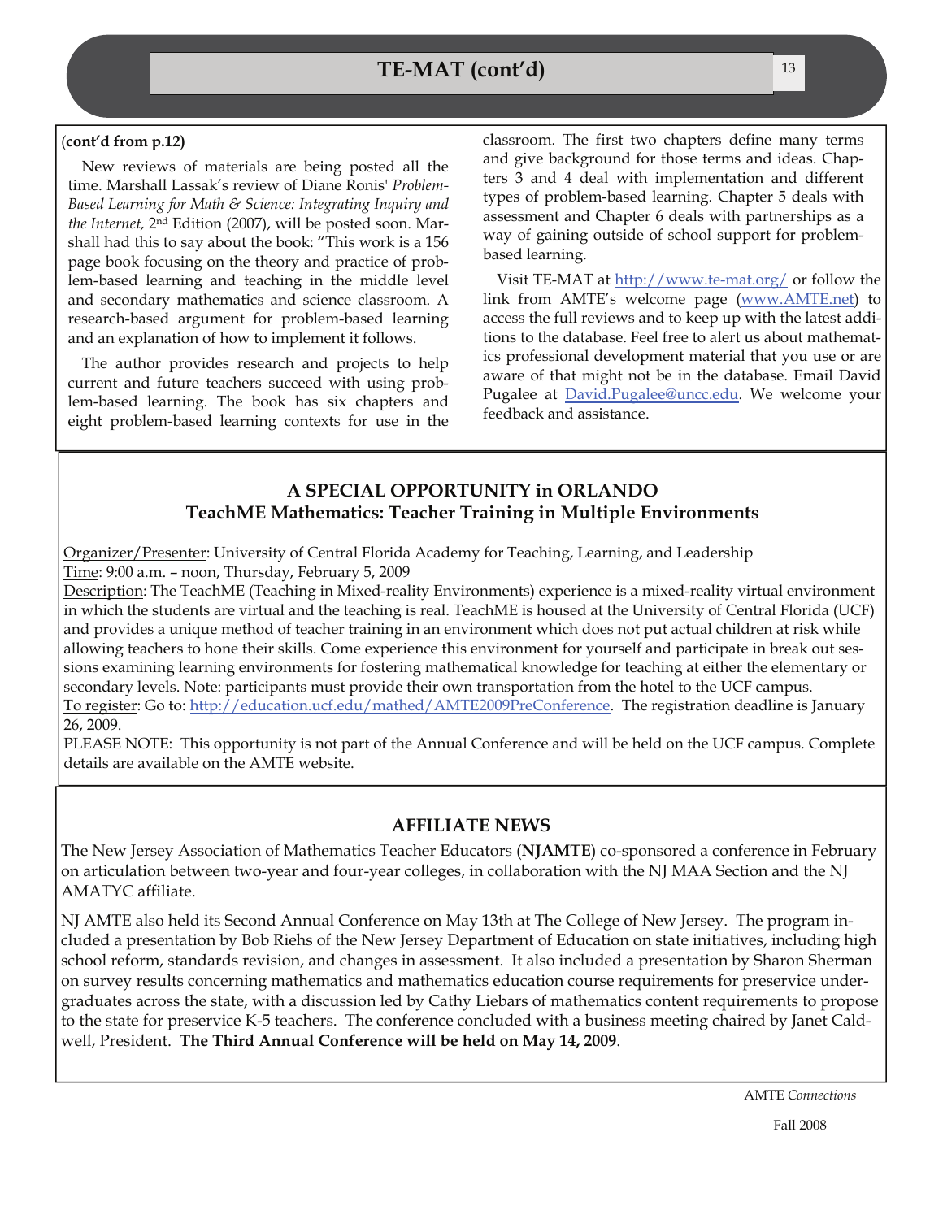# TE-MAT (cont'd)

(**cont'd from p.12)**

New reviews of materials are being posted all the time. Marshall Lassak's review of Diane Ronis' *Problem-Based Learning for Math & Science: Integrating Inquiry and the Internet,* 2nd Edition (2007), will be posted soon. Marshall had this to say about the book: "This work is a 156 page book focusing on the theory and practice of problem-based learning and teaching in the middle level and secondary mathematics and science classroom. A research-based argument for problem-based learning and an explanation of how to implement it follows.

The author provides research and projects to help current and future teachers succeed with using problem-based learning. The book has six chapters and eight problem-based learning contexts for use in the classroom. The first two chapters define many terms and give background for those terms and ideas. Chapters 3 and 4 deal with implementation and different types of problem-based learning. Chapter 5 deals with assessment and Chapter 6 deals with partnerships as a way of gaining outside of school support for problem-based learning.

Visit TE-MAT at http://www.te-mat.org/ or follow the link from AMTE's welcome page (www.AMTE.net) to access the full reviews and to keep up with the latest additions to the database. Feel free to alert us about mathematics professional development material that you use or are aware of that might not be in the database. Email David Pugalee at David.Pugalee@uncc.edu. We welcome your feedback and assistance.

## A SPECIAL OPPORTUNITY in ORLANDO
## TeachME Mathematics: Teacher Training in Multiple Environments

Organizer/Presenter: University of Central Florida Academy for Teaching, Learning, and Leadership
Time: 9:00 a.m. – noon, Thursday, February 5, 2009
Description: The TeachME (Teaching in Mixed-reality Environments) experience is a mixed-reality virtual environment in which the students are virtual and the teaching is real. TeachME is housed at the University of Central Florida (UCF) and provides a unique method of teacher training in an environment which does not put actual children at risk while allowing teachers to hone their skills. Come experience this environment for yourself and participate in break out sessions examining learning environments for fostering mathematical knowledge for teaching at either the elementary or secondary levels. Note: participants must provide their own transportation from the hotel to the UCF campus.
To register: Go to: http://education.ucf.edu/mathed/AMTE2009PreConference. The registration deadline is January 26, 2009.
PLEASE NOTE: This opportunity is not part of the Annual Conference and will be held on the UCF campus. Complete details are available on the AMTE website.

## AFFILIATE NEWS

The New Jersey Association of Mathematics Teacher Educators (**NJAMTE**) co-sponsored a conference in February on articulation between two-year and four-year colleges, in collaboration with the NJ MAA Section and the NJ AMATYC affiliate.

NJ AMTE also held its Second Annual Conference on May 13th at The College of New Jersey. The program included a presentation by Bob Riehs of the New Jersey Department of Education on state initiatives, including high school reform, standards revision, and changes in assessment. It also included a presentation by Sharon Sherman on survey results concerning mathematics and mathematics education course requirements for preservice undergraduates across the state, with a discussion led by Cathy Liebars of mathematics content requirements to propose to the state for preservice K-5 teachers. The conference concluded with a business meeting chaired by Janet Caldwell, President. **The Third Annual Conference will be held on May 14, 2009**.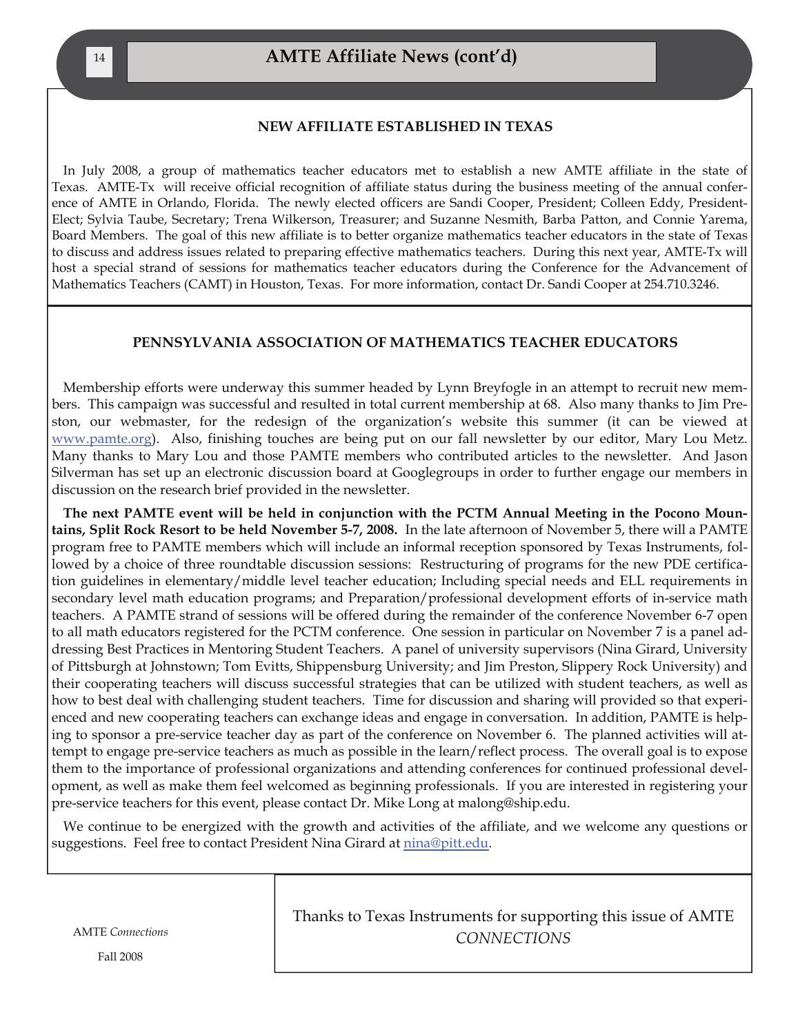# AMTE Affiliate News (cont'd)

## NEW AFFILIATE ESTABLISHED IN TEXAS

In July 2008, a group of mathematics teacher educators met to establish a new AMTE affiliate in the state of Texas. AMTE-Tx will receive official recognition of affiliate status during the business meeting of the annual conference of AMTE in Orlando, Florida. The newly elected officers are Sandi Cooper, President; Colleen Eddy, President-Elect; Sylvia Taube, Secretary; Trena Wilkerson, Treasurer; and Suzanne Nesmith, Barba Patton, and Connie Yarema, Board Members. The goal of this new affiliate is to better organize mathematics teacher educators in the state of Texas to discuss and address issues related to preparing effective mathematics teachers. During this next year, AMTE-Tx will host a special strand of sessions for mathematics teacher educators during the Conference for the Advancement of Mathematics Teachers (CAMT) in Houston, Texas. For more information, contact Dr. Sandi Cooper at 254.710.3246.

## PENNSYLVANIA ASSOCIATION OF MATHEMATICS TEACHER EDUCATORS

Membership efforts were underway this summer headed by Lynn Breyfogle in an attempt to recruit new members. This campaign was successful and resulted in total current membership at 68. Also many thanks to Jim Preston, our webmaster, for the redesign of the organization's website this summer (it can be viewed at www.pamte.org). Also, finishing touches are being put on our fall newsletter by our editor, Mary Lou Metz. Many thanks to Mary Lou and those PAMTE members who contributed articles to the newsletter. And Jason Silverman has set up an electronic discussion board at Googlegroups in order to further engage our members in discussion on the research brief provided in the newsletter.

**The next PAMTE event will be held in conjunction with the PCTM Annual Meeting in the Pocono Mountains, Split Rock Resort to be held November 5-7, 2008.** In the late afternoon of November 5, there will a PAMTE program free to PAMTE members which will include an informal reception sponsored by Texas Instruments, followed by a choice of three roundtable discussion sessions: Restructuring of programs for the new PDE certification guidelines in elementary/middle level teacher education; Including special needs and ELL requirements in secondary level math education programs; and Preparation/professional development efforts of in-service math teachers. A PAMTE strand of sessions will be offered during the remainder of the conference November 6-7 open to all math educators registered for the PCTM conference. One session in particular on November 7 is a panel addressing Best Practices in Mentoring Student Teachers. A panel of university supervisors (Nina Girard, University of Pittsburgh at Johnstown; Tom Evitts, Shippensburg University; and Jim Preston, Slippery Rock University) and their cooperating teachers will discuss successful strategies that can be utilized with student teachers, as well as how to best deal with challenging student teachers. Time for discussion and sharing will provided so that experienced and new cooperating teachers can exchange ideas and engage in conversation. In addition, PAMTE is helping to sponsor a pre-service teacher day as part of the conference on November 6. The planned activities will attempt to engage pre-service teachers as much as possible in the learn/reflect process. The overall goal is to expose them to the importance of professional organizations and attending conferences for continued professional development, as well as make them feel welcomed as beginning professionals. If you are interested in registering your pre-service teachers for this event, please contact Dr. Mike Long at malong@ship.edu.

We continue to be energized with the growth and activities of the affiliate, and we welcome any questions or suggestions. Feel free to contact President Nina Girard at nina@pitt.edu.

Thanks to Texas Instruments for supporting this issue of AMTE *CONNECTIONS*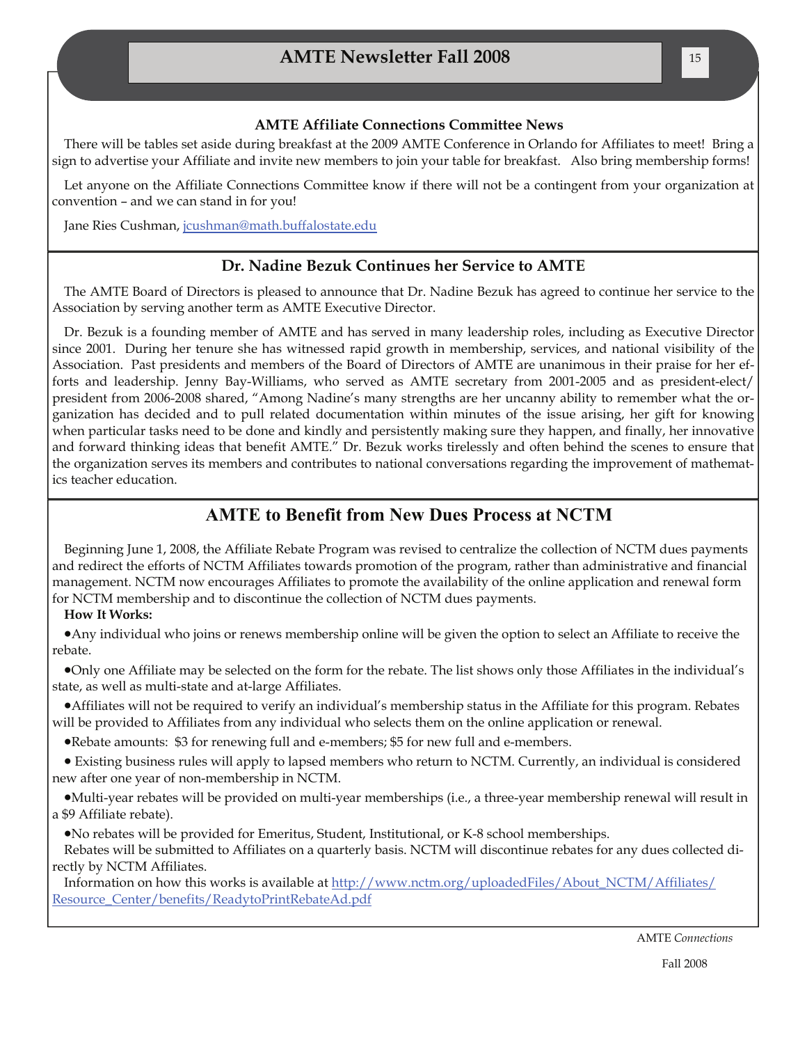## AMTE Affiliate Connections Committee News

There will be tables set aside during breakfast at the 2009 AMTE Conference in Orlando for Affiliates to meet! Bring a sign to advertise your Affiliate and invite new members to join your table for breakfast. Also bring membership forms!

Let anyone on the Affiliate Connections Committee know if there will not be a contingent from your organization at convention – and we can stand in for you!

Jane Ries Cushman, jcushman@math.buffalostate.edu

## Dr. Nadine Bezuk Continues her Service to AMTE

The AMTE Board of Directors is pleased to announce that Dr. Nadine Bezuk has agreed to continue her service to the Association by serving another term as AMTE Executive Director.

Dr. Bezuk is a founding member of AMTE and has served in many leadership roles, including as Executive Director since 2001. During her tenure she has witnessed rapid growth in membership, services, and national visibility of the Association. Past presidents and members of the Board of Directors of AMTE are unanimous in their praise for her efforts and leadership. Jenny Bay-Williams, who served as AMTE secretary from 2001-2005 and as president-elect/president from 2006-2008 shared, "Among Nadine's many strengths are her uncanny ability to remember what the organization has decided and to pull related documentation within minutes of the issue arising, her gift for knowing when particular tasks need to be done and kindly and persistently making sure they happen, and finally, her innovative and forward thinking ideas that benefit AMTE." Dr. Bezuk works tirelessly and often behind the scenes to ensure that the organization serves its members and contributes to national conversations regarding the improvement of mathematics teacher education.

## AMTE to Benefit from New Dues Process at NCTM

Beginning June 1, 2008, the Affiliate Rebate Program was revised to centralize the collection of NCTM dues payments and redirect the efforts of NCTM Affiliates towards promotion of the program, rather than administrative and financial management. NCTM now encourages Affiliates to promote the availability of the online application and renewal form for NCTM membership and to discontinue the collection of NCTM dues payments.

**How It Works:**

- Any individual who joins or renews membership online will be given the option to select an Affiliate to receive the rebate.
- Only one Affiliate may be selected on the form for the rebate. The list shows only those Affiliates in the individual's state, as well as multi-state and at-large Affiliates.
- Affiliates will not be required to verify an individual's membership status in the Affiliate for this program. Rebates will be provided to Affiliates from any individual who selects them on the online application or renewal.
- Rebate amounts: $3 for renewing full and e-members; $5 for new full and e-members.
- Existing business rules will apply to lapsed members who return to NCTM. Currently, an individual is considered new after one year of non-membership in NCTM.
- Multi-year rebates will be provided on multi-year memberships (i.e., a three-year membership renewal will result in a $9 Affiliate rebate).
- No rebates will be provided for Emeritus, Student, Institutional, or K-8 school memberships.

Rebates will be submitted to Affiliates on a quarterly basis. NCTM will discontinue rebates for any dues collected directly by NCTM Affiliates.

Information on how this works is available at http://www.nctm.org/uploadedFiles/About_NCTM/Affiliates/Resource_Center/benefits/ReadytoPrintRebateAd.pdf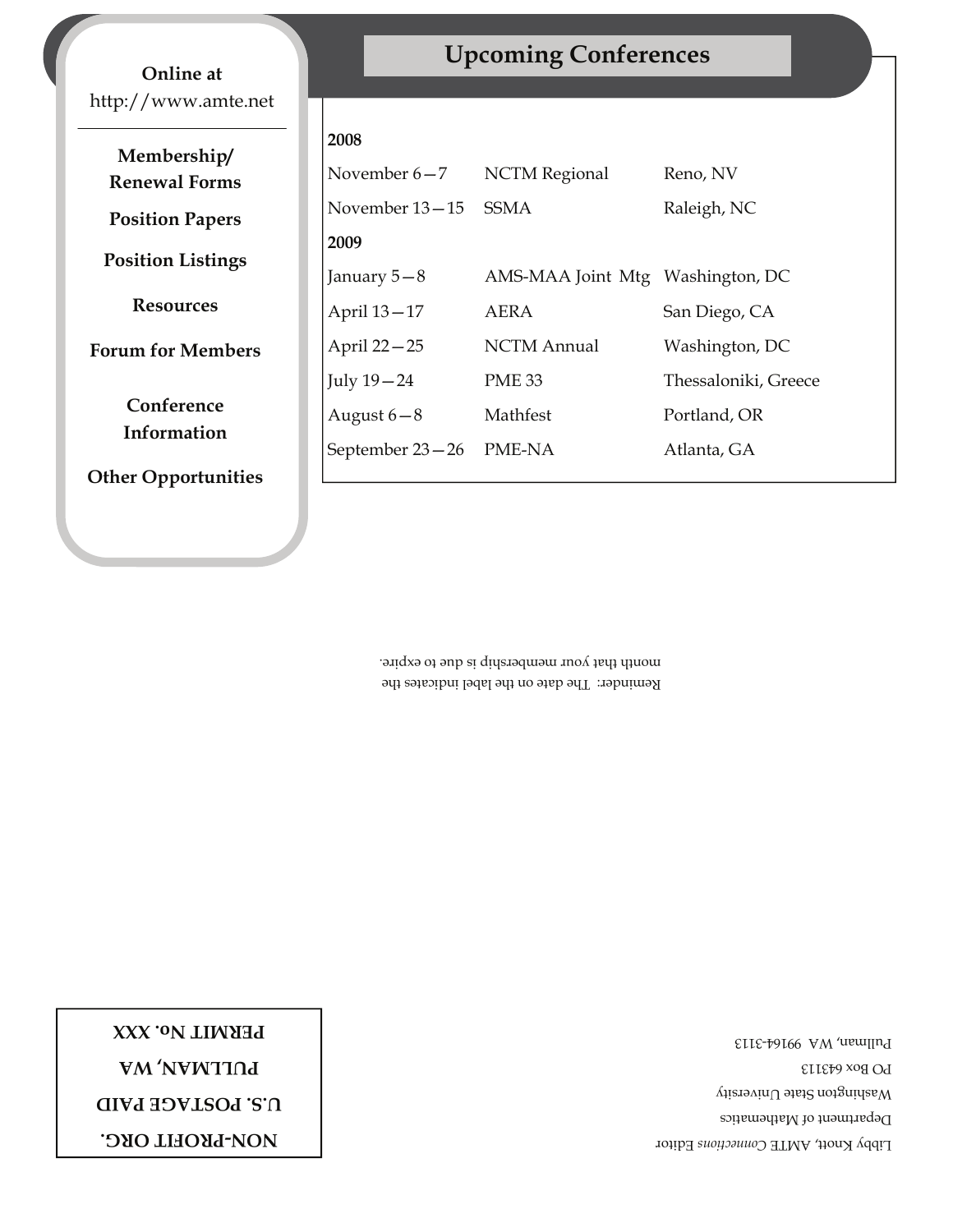**Online at**
http://www.amte.net

**Membership/ Renewal Forms**

**Position Papers**

**Position Listings**

**Resources**

**Forum for Members**

**Conference Information**

**Other Opportunities**

## Upcoming Conferences

| | | |
|---|---|---|
| **2008** | | |
| November 6—7 | NCTM Regional | Reno, NV |
| November 13—15 | SSMA | Raleigh, NC |
| **2009** | | |
| January 5—8 | AMS-MAA Joint Mtg | Washington, DC |
| April 13—17 | AERA | San Diego, CA |
| April 22—25 | NCTM Annual | Washington, DC |
| July 19—24 | PME 33 | Thessaloniki, Greece |
| August 6—8 | Mathfest | Portland, OR |
| September 23—26 | PME-NA | Atlanta, GA |

Reminder: The date on the label indicates the month that your membership is due to expire.

Libby Knott, AMTE *Connections* Editor
Department of Mathematics
Washington State University
PO Box 643113
Pullman, WA 99164-3113

**NON-PROFIT ORG.**
**U.S. POSTAGE PAID**
**PULLMAN, WA**
**PERMIT No. XXX**